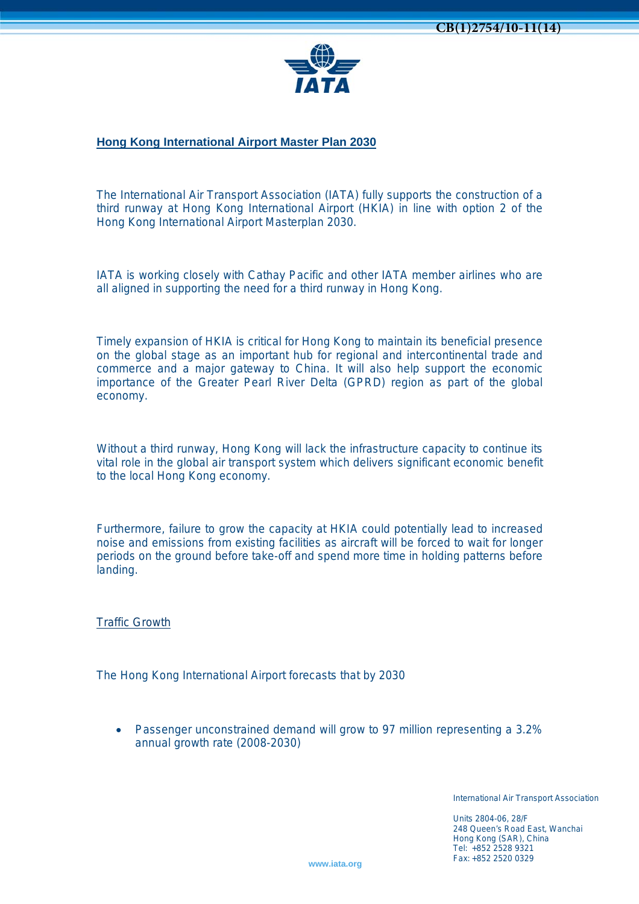CB(1)2754/10-11(14)

## Hong Kong International Airport Master Plan 2030

The International Air Transport Association (IATA) fully supports the construction of a third runway at Hong Kong International Airport (HKIA) in line with option 2 of the Hong Kong International Airport Masterplan 2030.

IATA is working closely with Cathay Pacific and other IATA member airlines who are all aligned in supporting the need for a third runway in Hong Kong.

Timely expansion of HKIA is critical for Hong Kong to maintain its beneficial presence on the global stage as an important hub for regional and intercontinental trade and commerce and a major gateway to China. It will also help support the economic importance of the Greater Pearl River Delta (GPRD) region as part of the global economy.

Without a third runway, Hong Kong will lack the infrastructure capacity to continue its vital role in the global air transport system which delivers significant economic benefit to the local Hong Kong economy.

Furthermore, failure to grow the capacity at HKIA could potentially lead to increased noise and emissions from existing facilities as aircraft will be forced to wait for longer periods on the ground before take-off and spend more time in holding patterns before landing.

### Traffic Growth

The Hong Kong International Airport forecasts that by 2030

- Passenger unconstrained demand will grow to 97 million representing a 3.2% annual growth rate (2008-2030)

International Air Transport Association

Units 2804-06, 28/F
248 Queen's Road East, Wanchai
Hong Kong (SAR), China
Tel: +852 2528 9321
Fax: +852 2520 0329

www.iata.org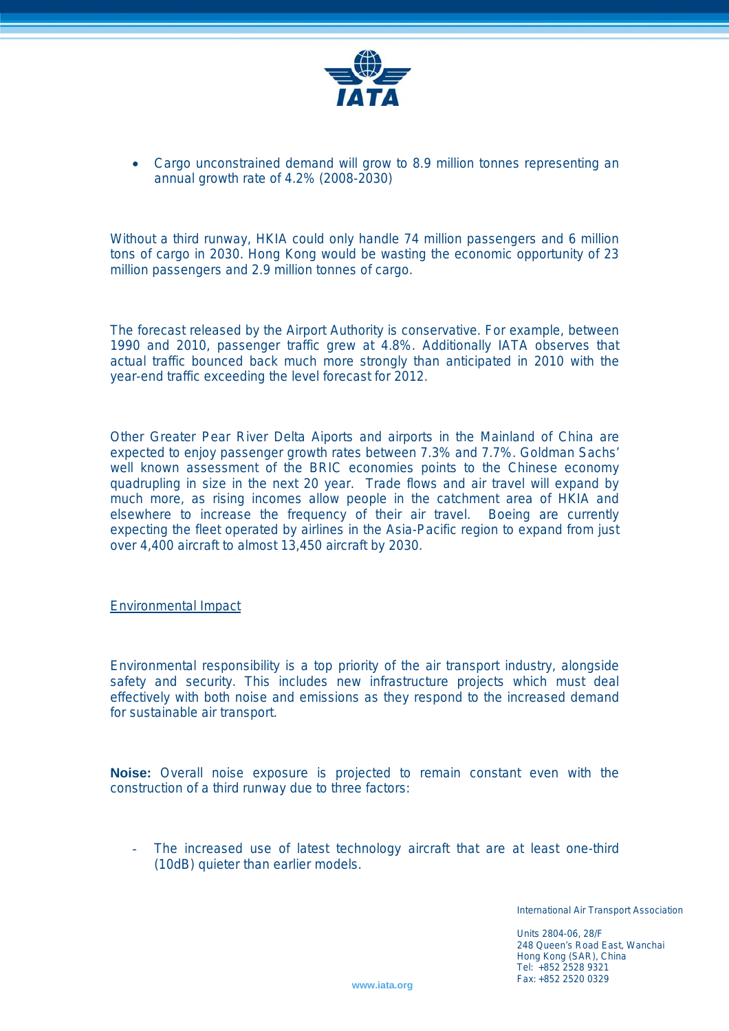- Cargo unconstrained demand will grow to 8.9 million tonnes representing an annual growth rate of 4.2% (2008-2030)

Without a third runway, HKIA could only handle 74 million passengers and 6 million tons of cargo in 2030. Hong Kong would be wasting the economic opportunity of 23 million passengers and 2.9 million tonnes of cargo.

The forecast released by the Airport Authority is conservative. For example, between 1990 and 2010, passenger traffic grew at 4.8%. Additionally IATA observes that actual traffic bounced back much more strongly than anticipated in 2010 with the year-end traffic exceeding the level forecast for 2012.

Other Greater Pear River Delta Aiports and airports in the Mainland of China are expected to enjoy passenger growth rates between 7.3% and 7.7%. Goldman Sachs' well known assessment of the BRIC economies points to the Chinese economy quadrupling in size in the next 20 year. Trade flows and air travel will expand by much more, as rising incomes allow people in the catchment area of HKIA and elsewhere to increase the frequency of their air travel. Boeing are currently expecting the fleet operated by airlines in the Asia-Pacific region to expand from just over 4,400 aircraft to almost 13,450 aircraft by 2030.

<u>Environmental Impact</u>

Environmental responsibility is a top priority of the air transport industry, alongside safety and security. This includes new infrastructure projects which must deal effectively with both noise and emissions as they respond to the increased demand for sustainable air transport.

**Noise:** Overall noise exposure is projected to remain constant even with the construction of a third runway due to three factors:

- The increased use of latest technology aircraft that are at least one-third (10dB) quieter than earlier models.

International Air Transport Association

Units 2804-06, 28/F
248 Queen's Road East, Wanchai
Hong Kong (SAR), China
Tel: +852 2528 9321
Fax: +852 2520 0329

www.iata.org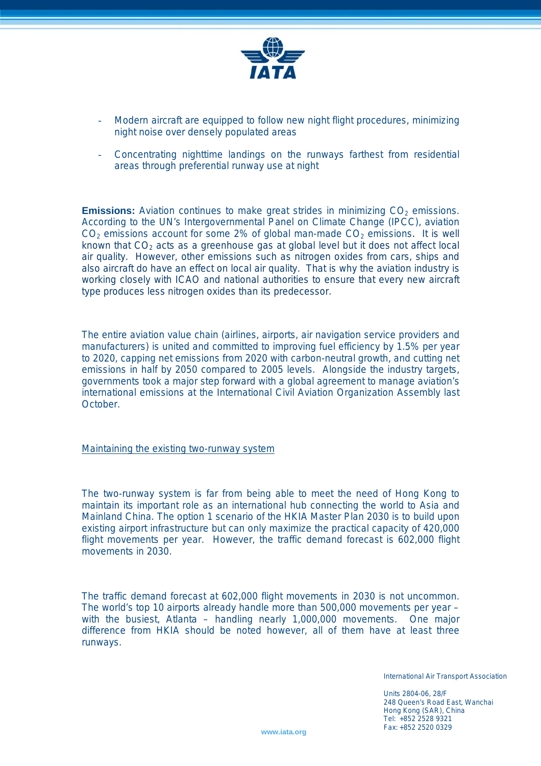- Modern aircraft are equipped to follow new night flight procedures, minimizing night noise over densely populated areas

- Concentrating nighttime landings on the runways farthest from residential areas through preferential runway use at night

**Emissions:** Aviation continues to make great strides in minimizing $CO_2$ emissions. According to the UN's Intergovernmental Panel on Climate Change (IPCC), aviation $CO_2$ emissions account for some 2% of global man-made $CO_2$ emissions. It is well known that $CO_2$ acts as a greenhouse gas at global level but it does not affect local air quality. However, other emissions such as nitrogen oxides from cars, ships and also aircraft do have an effect on local air quality. That is why the aviation industry is working closely with ICAO and national authorities to ensure that every new aircraft type produces less nitrogen oxides than its predecessor.

The entire aviation value chain (airlines, airports, air navigation service providers and manufacturers) is united and committed to improving fuel efficiency by 1.5% per year to 2020, capping net emissions from 2020 with carbon-neutral growth, and cutting net emissions in half by 2050 compared to 2005 levels. Alongside the industry targets, governments took a major step forward with a global agreement to manage aviation's international emissions at the International Civil Aviation Organization Assembly last October.

<u>Maintaining the existing two-runway system</u>

The two-runway system is far from being able to meet the need of Hong Kong to maintain its important role as an international hub connecting the world to Asia and Mainland China. The option 1 scenario of the HKIA Master Plan 2030 is to build upon existing airport infrastructure but can only maximize the practical capacity of 420,000 flight movements per year. However, the traffic demand forecast is 602,000 flight movements in 2030.

The traffic demand forecast at 602,000 flight movements in 2030 is not uncommon. The world's top 10 airports already handle more than 500,000 movements per year – with the busiest, Atlanta – handling nearly 1,000,000 movements. One major difference from HKIA should be noted however, all of them have at least three runways.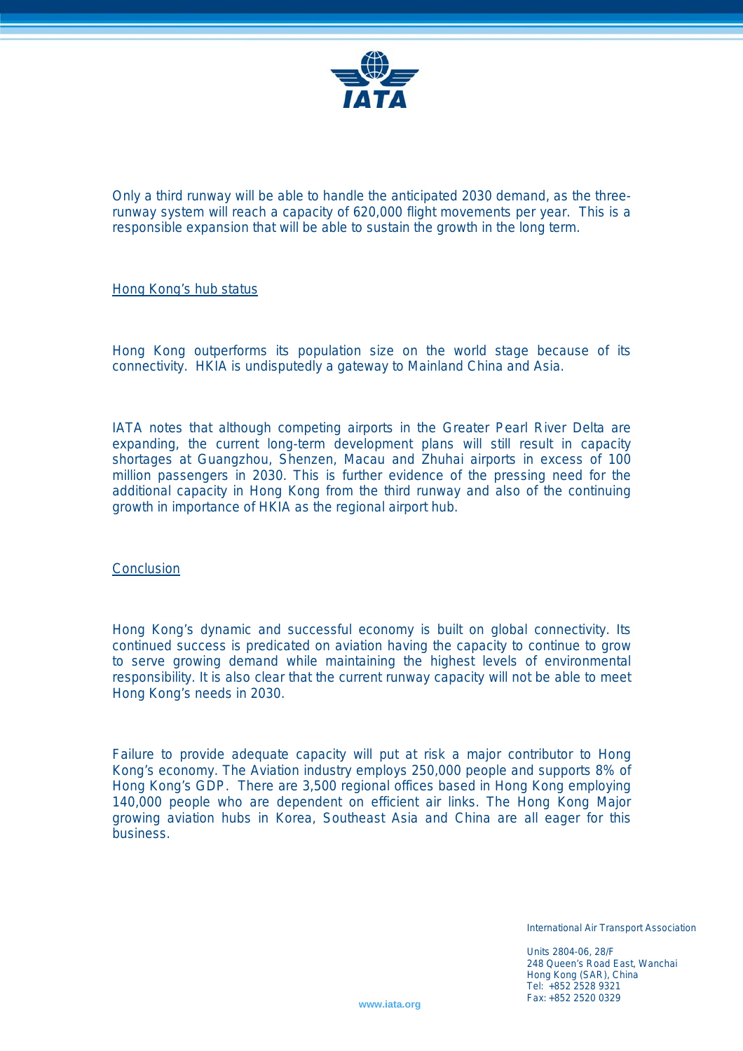Only a third runway will be able to handle the anticipated 2030 demand, as the three-runway system will reach a capacity of 620,000 flight movements per year. This is a responsible expansion that will be able to sustain the growth in the long term.

## Hong Kong's hub status

Hong Kong outperforms its population size on the world stage because of its connectivity. HKIA is undisputedly a gateway to Mainland China and Asia.

IATA notes that although competing airports in the Greater Pearl River Delta are expanding, the current long-term development plans will still result in capacity shortages at Guangzhou, Shenzen, Macau and Zhuhai airports in excess of 100 million passengers in 2030. This is further evidence of the pressing need for the additional capacity in Hong Kong from the third runway and also of the continuing growth in importance of HKIA as the regional airport hub.

## Conclusion

Hong Kong's dynamic and successful economy is built on global connectivity. Its continued success is predicated on aviation having the capacity to continue to grow to serve growing demand while maintaining the highest levels of environmental responsibility. It is also clear that the current runway capacity will not be able to meet Hong Kong's needs in 2030.

Failure to provide adequate capacity will put at risk a major contributor to Hong Kong's economy. The Aviation industry employs 250,000 people and supports 8% of Hong Kong's GDP. There are 3,500 regional offices based in Hong Kong employing 140,000 people who are dependent on efficient air links. The Hong Kong Major growing aviation hubs in Korea, Southeast Asia and China are all eager for this business.

International Air Transport Association

Units 2804-06, 28/F
248 Queen's Road East, Wanchai
Hong Kong (SAR), China
Tel: +852 2528 9321
Fax: +852 2520 0329

www.iata.org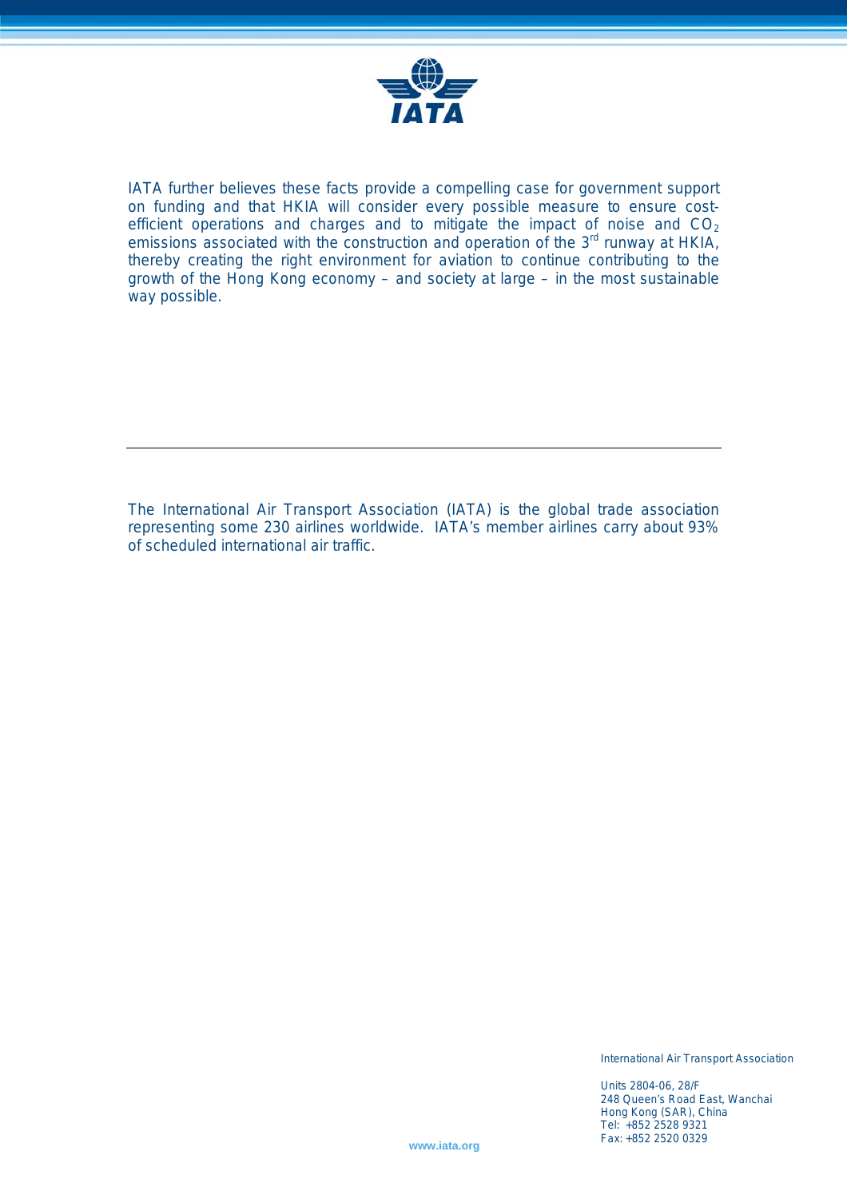IATA further believes these facts provide a compelling case for government support on funding and that HKIA will consider every possible measure to ensure cost-efficient operations and charges and to mitigate the impact of noise and $CO_2$ emissions associated with the construction and operation of the 3rd runway at HKIA, thereby creating the right environment for aviation to continue contributing to the growth of the Hong Kong economy – and society at large – in the most sustainable way possible.

---

The International Air Transport Association (IATA) is the global trade association representing some 230 airlines worldwide. IATA's member airlines carry about 93% of scheduled international air traffic.

International Air Transport Association

Units 2804-06, 28/F
248 Queen's Road East, Wanchai
Hong Kong (SAR), China
Tel: +852 2528 9321
Fax: +852 2520 0329

www.iata.org